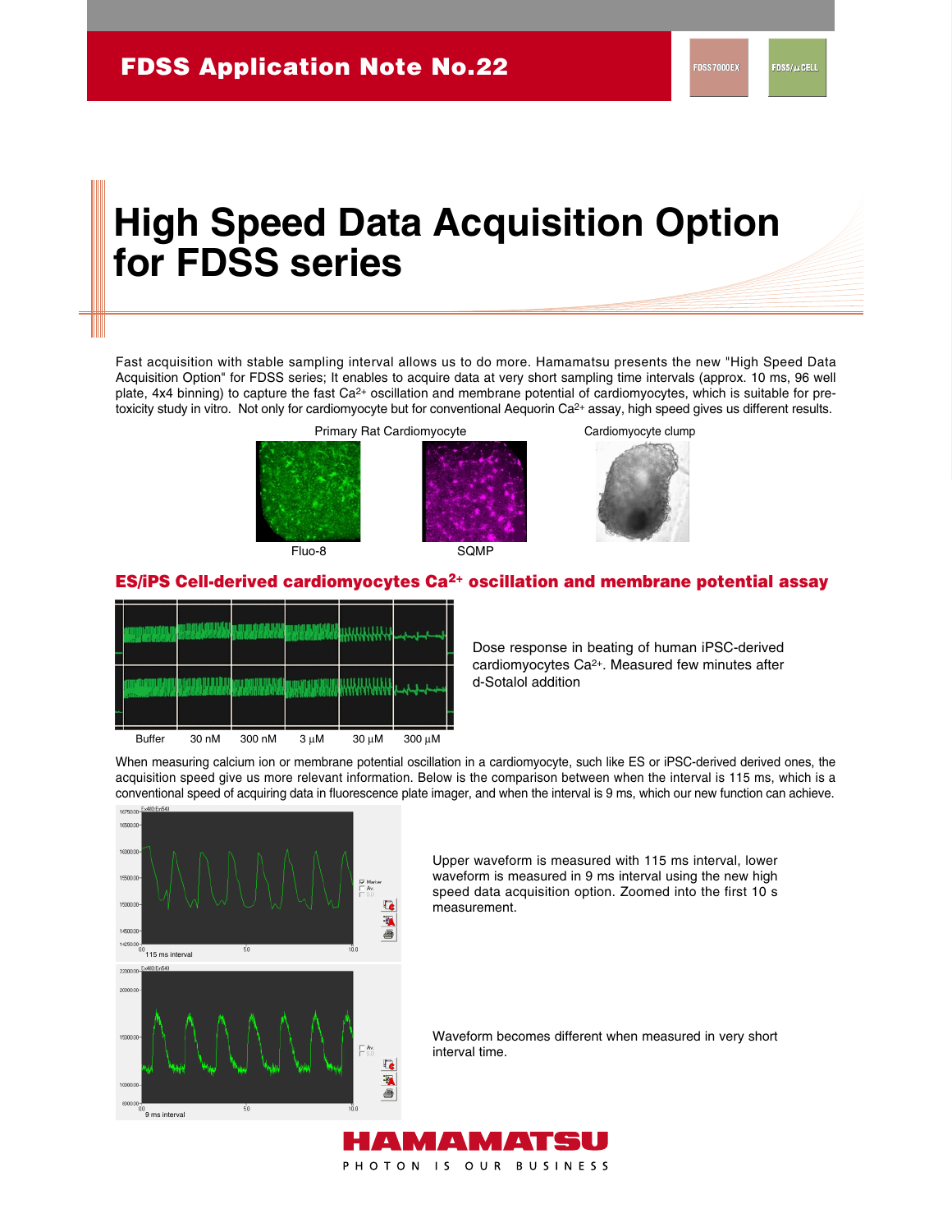FDSS Application Note No.22

FDSS7000EX

FDSS/μCELL

# High Speed Data Acquisition Option for FDSS series

Fast acquisition with stable sampling interval allows us to do more. Hamamatsu presents the new "High Speed Data Acquisition Option" for FDSS series; It enables to acquire data at very short sampling time intervals (approx. 10 ms, 96 well plate, 4x4 binning) to capture the fast $Ca^{2+}$ oscillation and membrane potential of cardiomyocytes, which is suitable for pre-toxicity study in vitro. Not only for cardiomyocyte but for conventional Aequorin $Ca^{2+}$ assay, high speed gives us different results.

Primary Rat Cardiomyocyte

Fluo-8

SQMP

Cardiomyocyte clump

## ES/iPS Cell-derived cardiomyocytes $Ca^{2+}$ oscillation and membrane potential assay

Buffer
30 nM
300 nM
3 μM
30 μM
300 μM

Dose response in beating of human iPSC-derived cardiomyocytes $Ca^{2+}$. Measured few minutes after d-Sotalol addition

When measuring calcium ion or membrane potential oscillation in a cardiomyocyte, such like ES or iPSC-derived derived ones, the acquisition speed give us more relevant information. Below is the comparison between when the interval is 115 ms, which is a conventional speed of acquiring data in fluorescence plate imager, and when the interval is 9 ms, which our new function can achieve.

115 ms interval

9 ms interval

Upper waveform is measured with 115 ms interval, lower waveform is measured in 9 ms interval using the new high speed data acquisition option. Zoomed into the first 10 s measurement.

Waveform becomes different when measured in very short interval time.

HAMAMATSU

PHOTON IS OUR BUSINESS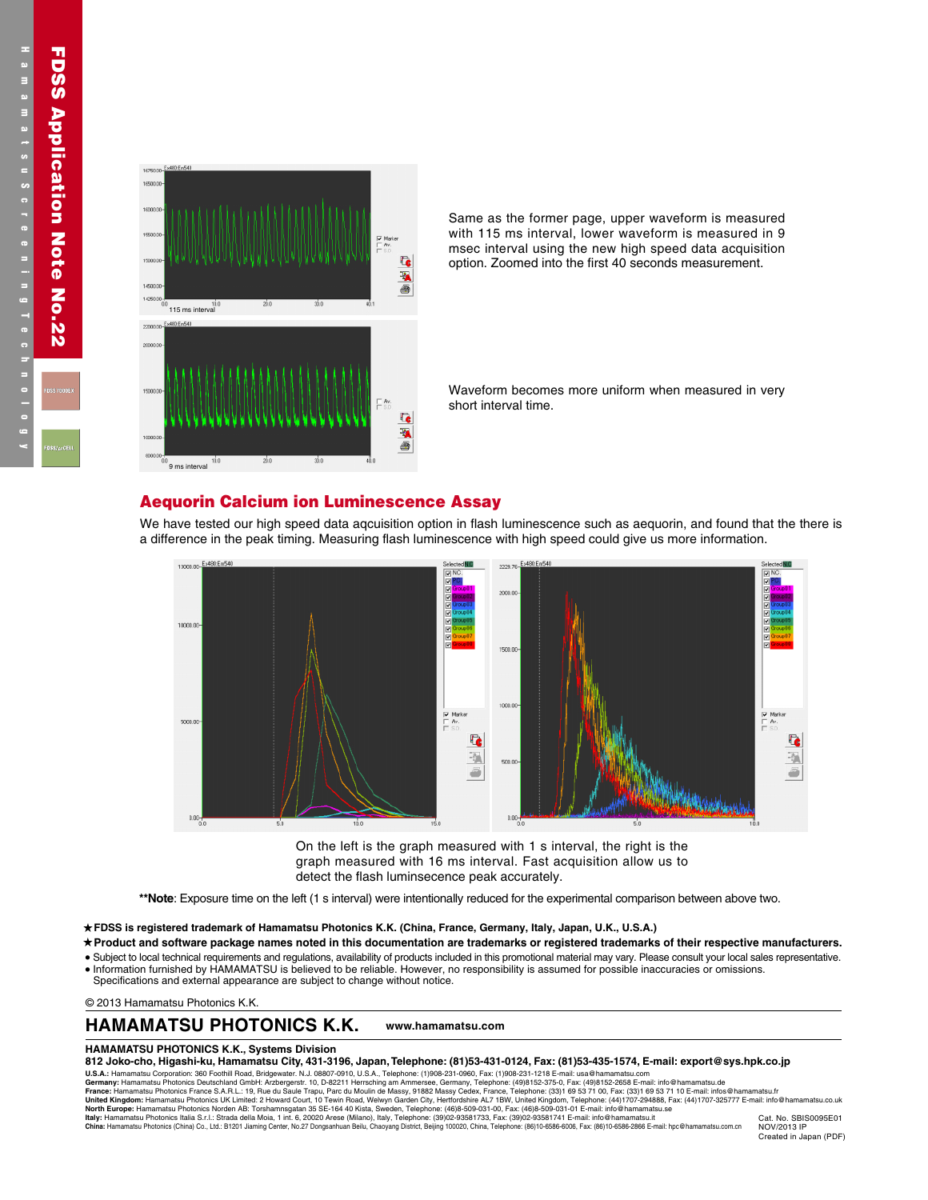Same as the former page, upper waveform is measured with 115 ms interval, lower waveform is measured in 9 msec interval using the new high speed data acquisition option. Zoomed into the first 40 seconds measurement.

Waveform becomes more uniform when measured in very short interval time.

## Aequorin Calcium ion Luminescence Assay

We have tested our high speed data aqcuisition option in flash luminescence such as aequorin, and found that the there is a difference in the peak timing. Measuring flash luminescence with high speed could give us more information.

On the left is the graph measured with 1 s interval, the right is the graph measured with 16 ms interval. Fast acquisition allow us to detect the flash luminescence peak accurately.

**Note: Exposure time on the left (1 s interval) were intentionally reduced for the experimental comparison between above two.

★**FDSS is registered trademark of Hamamatsu Photonics K.K. (China, France, Germany, Italy, Japan, U.K., U.S.A.)**
★**Product and software package names noted in this documentation are trademarks or registered trademarks of their respective manufacturers.**

- Subject to local technical requirements and regulations, availability of products included in this promotional material may vary. Please consult your local sales representative.
- Information furnished by HAMAMATSU is believed to be reliable. However, no responsibility is assumed for possible inaccuracies or omissions. Specifications and external appearance are subject to change without notice.

© 2013 Hamamatsu Photonics K.K.

**HAMAMATSU PHOTONICS K.K.** **www.hamamatsu.com**

**HAMAMATSU PHOTONICS K.K., Systems Division**
**812 Joko-cho, Higashi-ku, Hamamatsu City, 431-3196, Japan, Telephone: (81)53-431-0124, Fax: (81)53-435-1574, E-mail: export@sys.hpk.co.jp**

**U.S.A.:** Hamamatsu Corporation: 360 Foothill Road, Bridgewater. N.J. 08807-0910, U.S.A., Telephone: (1)908-231-0960, Fax: (1)908-231-1218 E-mail: usa@hamamatsu.com
**Germany:** Hamamatsu Photonics Deutschland GmbH: Arzbergerstr. 10, D-82211 Herrsching am Ammersee, Germany, Telephone: (49)8152-375-0, Fax: (49)8152-2658 E-mail: info@hamamatsu.de
**France:** Hamamatsu Photonics France S.A.R.L.: 19, Rue du Saule Trapu, Parc du Moulin de Massy, 91882 Massy Cedex, France, Telephone: (33)1 69 53 71 00, Fax: (33)1 69 53 71 10 E-mail: infos@hamamatsu.fr
**United Kingdom:** Hamamatsu Photonics UK Limited: 2 Howard Court, 10 Tewin Road, Welwyn Garden City, Hertfordshire AL7 1BW, United Kingdom, Telephone: (44)1707-294888, Fax: (44)1707-325777 E-mail: info@hamamatsu.co.uk
**North Europe:** Hamamatsu Photonics Norden AB: Torshamnsgatan 35 SE-164 40 Kista, Sweden, Telephone: (46)8-509-031-00, Fax: (46)8-509-031-01 E-mail: info@hamamatsu.se
**Italy:** Hamamatsu Photonics Italia S.r.l.: Strada della Moia, 1 int. 6, 20020 Arese (Milano), Italy, Telephone: (39)02-93581733, Fax: (39)02-93581741 E-mail: info@hamamatsu.it
**China:** Hamamatsu Photonics (China) Co., Ltd.: B1201 Jiaming Center, No.27 Dongsanhuan Beilu, Chaoyang District, Beijing 100020, China, Telephone: (86)10-6586-6006, Fax: (86)10-6586-2866 E-mail: hpc@hamamatsu.com.cn

Cat. No. SBIS0095E01
NOV/2013 IP
Created in Japan (PDF)